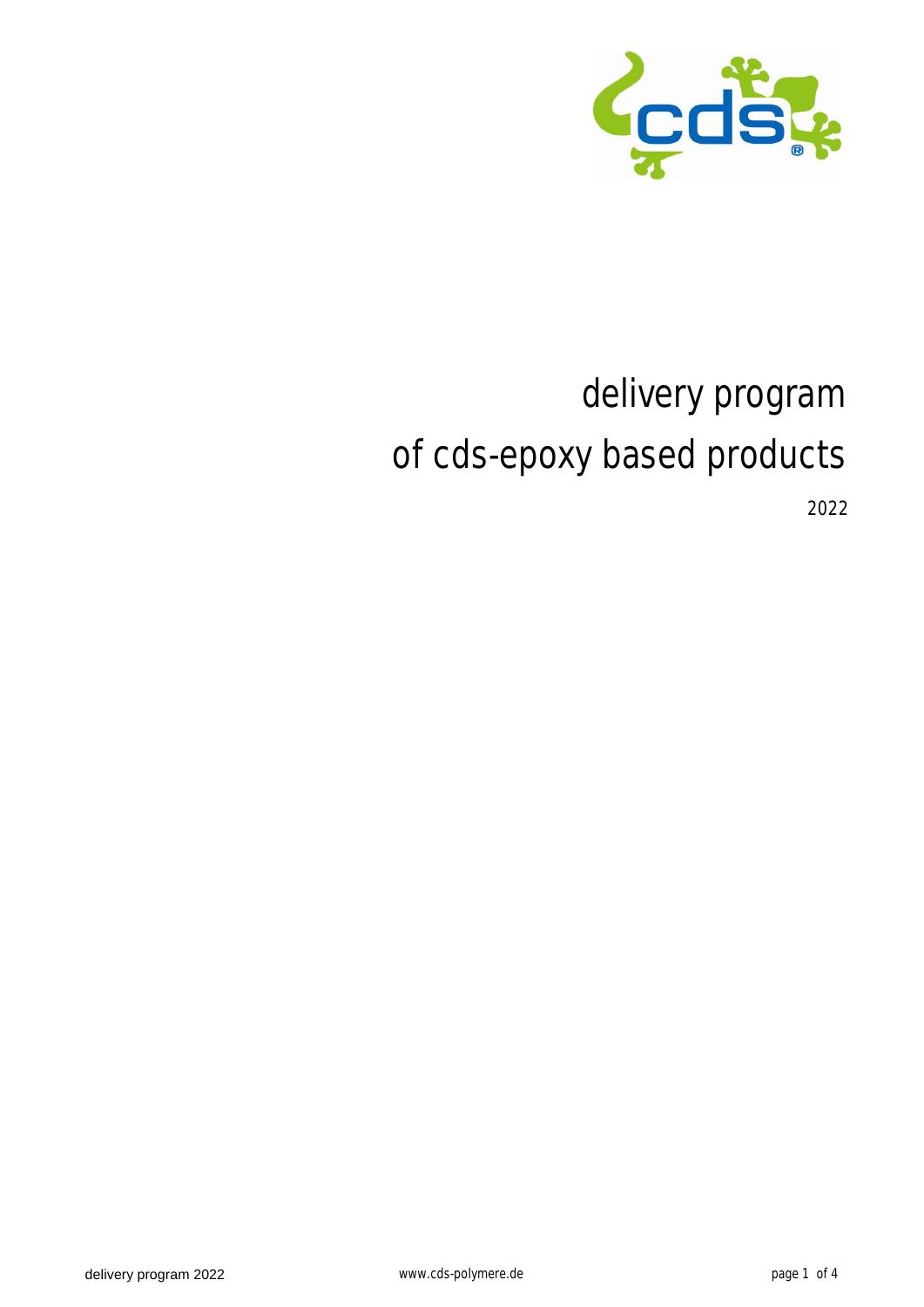# delivery program of cds-epoxy based products

2022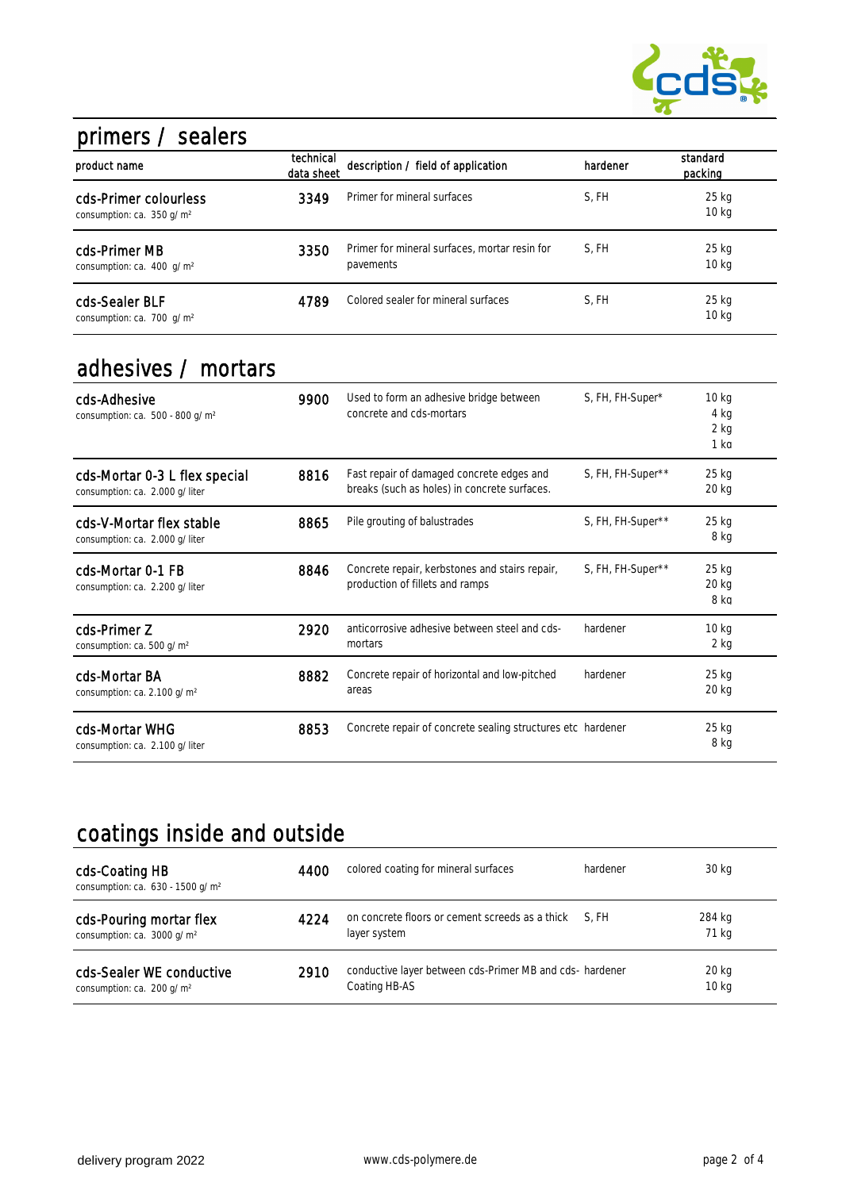## primers / sealers

| product name | technical data sheet | description / field of application | hardener | standard packing |
|---|---|---|---|---|
| cds-Primer colourless<br>consumption: ca. 350 g/ m² | 3349 | Primer for mineral surfaces | S, FH | 25 kg<br>10 kg |
| cds-Primer MB<br>consumption: ca. 400 g/ m² | 3350 | Primer for mineral surfaces, mortar resin for pavements | S, FH | 25 kg<br>10 kg |
| cds-Sealer BLF<br>consumption: ca. 700 g/ m² | 4789 | Colored sealer for mineral surfaces | S, FH | 25 kg<br>10 kg |

## adhesives / mortars

| product name | technical data sheet | description / field of application | hardener | standard packing |
|---|---|---|---|---|
| cds-Adhesive<br>consumption: ca. 500 - 800 g/ m² | 9900 | Used to form an adhesive bridge between concrete and cds-mortars | S, FH, FH-Super* | 10 kg<br>4 kg<br>2 kg<br>1 kg |
| cds-Mortar 0-3 L flex special<br>consumption: ca. 2.000 g/ liter | 8816 | Fast repair of damaged concrete edges and breaks (such as holes) in concrete surfaces. | S, FH, FH-Super** | 25 kg<br>20 kg |
| cds-V-Mortar flex stable<br>consumption: ca. 2.000 g/ liter | 8865 | Pile grouting of balustrades | S, FH, FH-Super** | 25 kg<br>8 kg |
| cds-Mortar 0-1 FB<br>consumption: ca. 2.200 g/ liter | 8846 | Concrete repair, kerbstones and stairs repair, production of fillets and ramps | S, FH, FH-Super** | 25 kg<br>20 kg<br>8 kg |
| cds-Primer Z<br>consumption: ca. 500 g/ m² | 2920 | anticorrosive adhesive between steel and cds-mortars | hardener | 10 kg<br>2 kg |
| cds-Mortar BA<br>consumption: ca. 2.100 g/ m² | 8882 | Concrete repair of horizontal and low-pitched areas | hardener | 25 kg<br>20 kg |
| cds-Mortar WHG<br>consumption: ca. 2.100 g/ liter | 8853 | Concrete repair of concrete sealing structures etc | hardener | 25 kg<br>8 kg |

## coatings inside and outside

| product name | technical data sheet | description / field of application | hardener | standard packing |
|---|---|---|---|---|
| cds-Coating HB<br>consumption: ca. 630 - 1500 g/ m² | 4400 | colored coating for mineral surfaces | hardener | 30 kg |
| cds-Pouring mortar flex<br>consumption: ca. 3000 g/ m² | 4224 | on concrete floors or cement screeds as a thick layer system | S, FH | 284 kg<br>71 kg |
| cds-Sealer WE conductive<br>consumption: ca. 200 g/ m² | 2910 | conductive layer between cds-Primer MB and cds-Coating HB-AS | hardener | 20 kg<br>10 kg |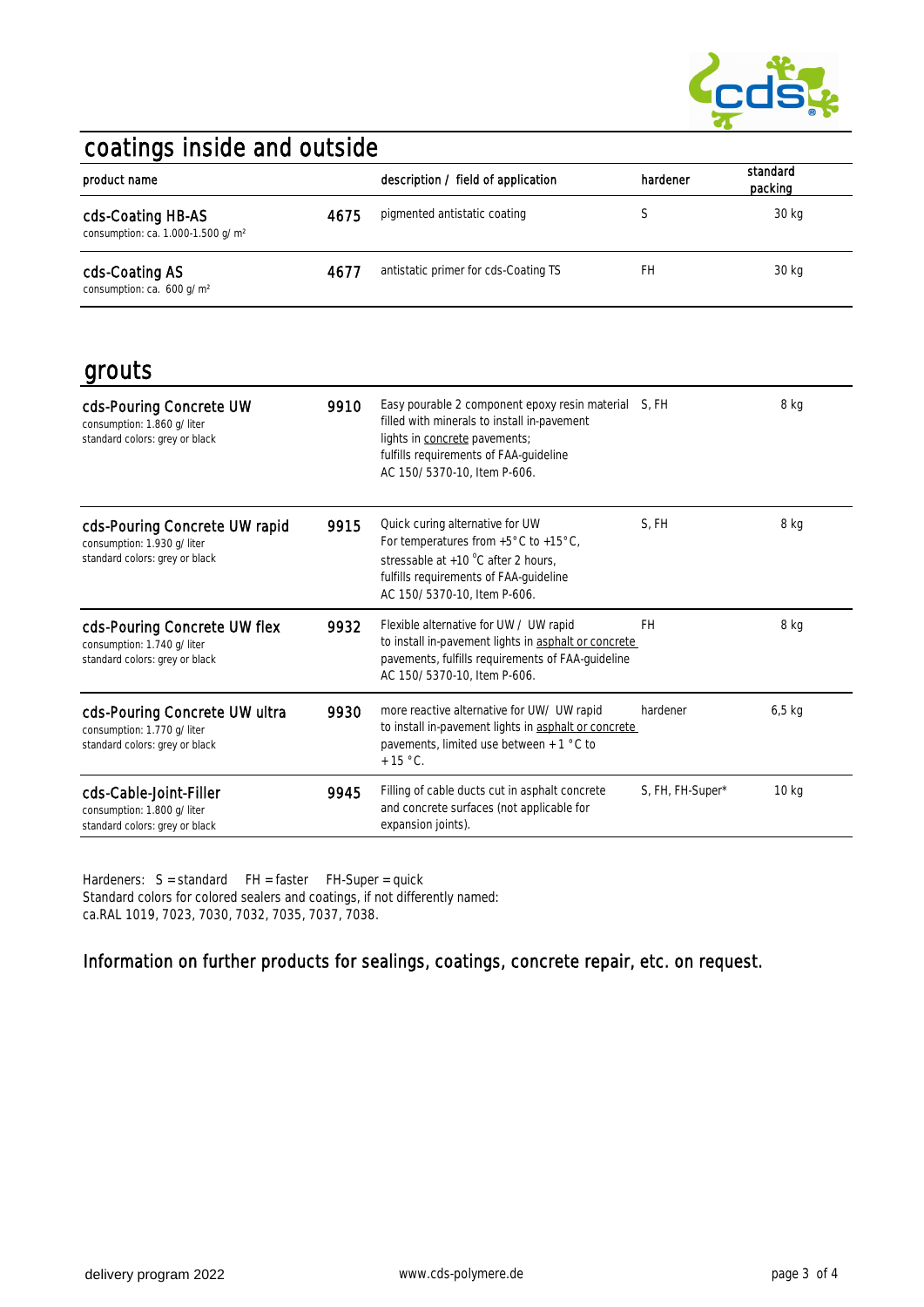## coatings inside and outside

| product name | | description / field of application | hardener | standard packing |
|---|---|---|---|---|
| cds-Coating HB-AS<br>consumption: ca. 1.000-1.500 g/ m² | 4675 | pigmented antistatic coating | S | 30 kg |
| cds-Coating AS<br>consumption: ca. 600 g/ m² | 4677 | antistatic primer for cds-Coating TS | FH | 30 kg |

## grouts

| product name | | description / field of application | hardener | standard packing |
|---|---|---|---|---|
| cds-Pouring Concrete UW<br>consumption: 1.860 g/ liter<br>standard colors: grey or black | 9910 | Easy pourable 2 component epoxy resin material filled with minerals to install in-pavement lights in concrete pavements; fulfills requirements of FAA-guideline AC 150/ 5370-10, Item P-606. | S, FH | 8 kg |
| cds-Pouring Concrete UW rapid<br>consumption: 1.930 g/ liter<br>standard colors: grey or black | 9915 | Quick curing alternative for UW For temperatures from +5°C to +15°C, stressable at +10 °C after 2 hours, fulfills requirements of FAA-guideline AC 150/ 5370-10, Item P-606. | S, FH | 8 kg |
| cds-Pouring Concrete UW flex<br>consumption: 1.740 g/ liter<br>standard colors: grey or black | 9932 | Flexible alternative for UW / UW rapid to install in-pavement lights in asphalt or concrete pavements, fulfills requirements of FAA-guideline AC 150/ 5370-10, Item P-606. | FH | 8 kg |
| cds-Pouring Concrete UW ultra<br>consumption: 1.770 g/ liter<br>standard colors: grey or black | 9930 | more reactive alternative for UW/ UW rapid to install in-pavement lights in asphalt or concrete pavements, limited use between + 1 °C to + 15 °C. | hardener | 6,5 kg |
| cds-Cable-Joint-Filler<br>consumption: 1.800 g/ liter<br>standard colors: grey or black | 9945 | Filling of cable ducts cut in asphalt concrete and concrete surfaces (not applicable for expansion joints). | S, FH, FH-Super* | 10 kg |

Hardeners: S = standard FH = faster FH-Super = quick
Standard colors for colored sealers and coatings, if not differently named:
ca.RAL 1019, 7023, 7030, 7032, 7035, 7037, 7038.

### Information on further products for sealings, coatings, concrete repair, etc. on request.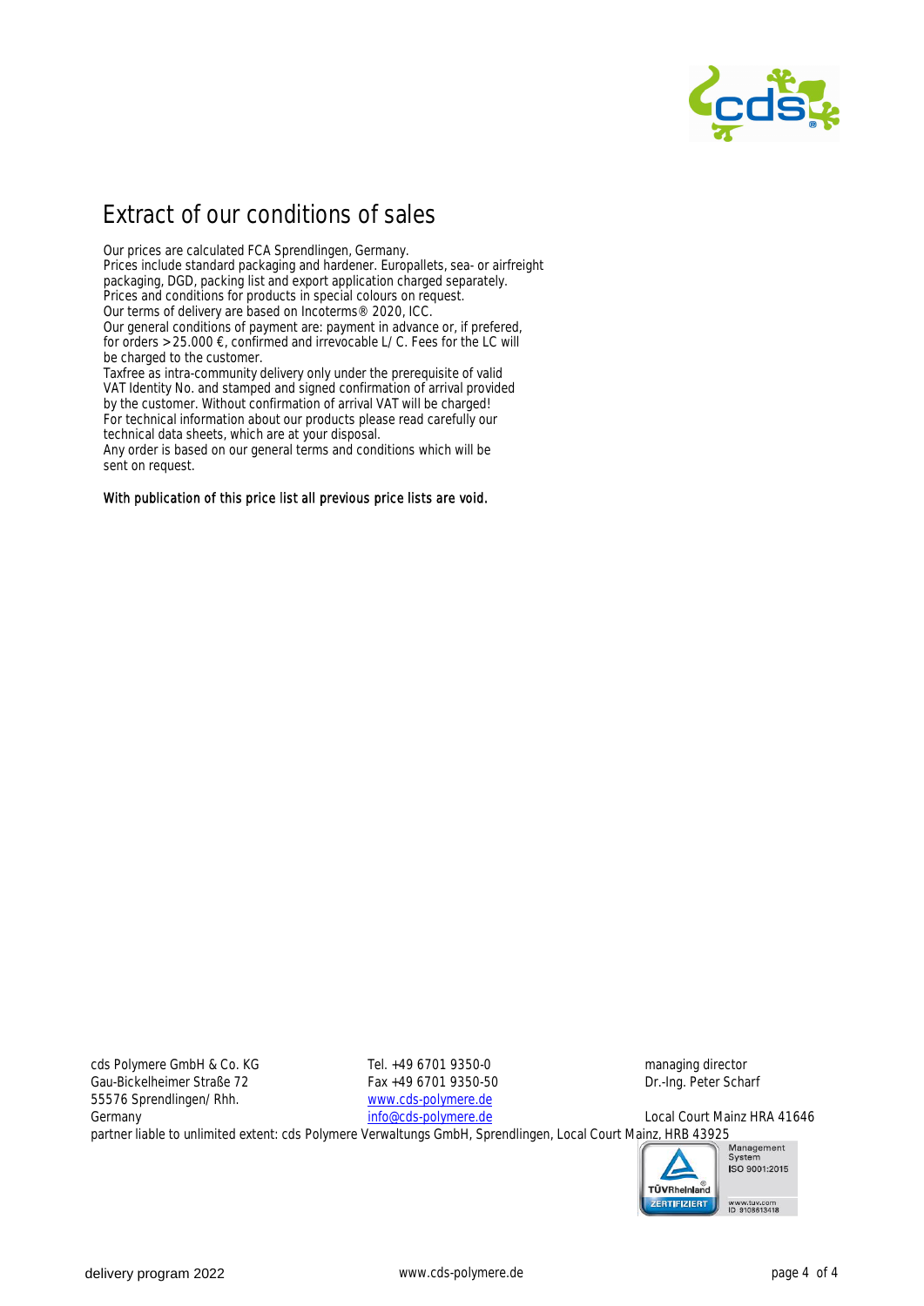# Extract of our conditions of sales

Our prices are calculated FCA Sprendlingen, Germany.
Prices include standard packaging and hardener. Europallets, sea- or airfreight packaging, DGD, packing list and export application charged separately.
Prices and conditions for products in special colours on request.
Our terms of delivery are based on Incoterms® 2020, ICC.
Our general conditions of payment are: payment in advance or, if prefered, for orders > 25.000 €, confirmed and irrevocable L/ C. Fees for the LC will be charged to the customer.
Taxfree as intra-community delivery only under the prerequisite of valid VAT Identity No. and stamped and signed confirmation of arrival provided by the customer. Without confirmation of arrival VAT will be charged!
For technical information about our products please read carefully our technical data sheets, which are at your disposal.
Any order is based on our general terms and conditions which will be sent on request.

With publication of this price list all previous price lists are void.

cds Polymere GmbH & Co. KG
Gau-Bickelheimer Straße 72
55576 Sprendlingen/ Rhh.
Germany

Tel. +49 6701 9350-0
Fax +49 6701 9350-50
www.cds-polymere.de
info@cds-polymere.de

managing director
Dr.-Ing. Peter Scharf

Local Court Mainz HRA 41646

partner liable to unlimited extent: cds Polymere Verwaltungs GmbH, Sprendlingen, Local Court Mainz, HRB 43925

TÜVRheinland ZERTIFIZIERT
Management System ISO 9001:2015
www.tuv.com ID 9108613418